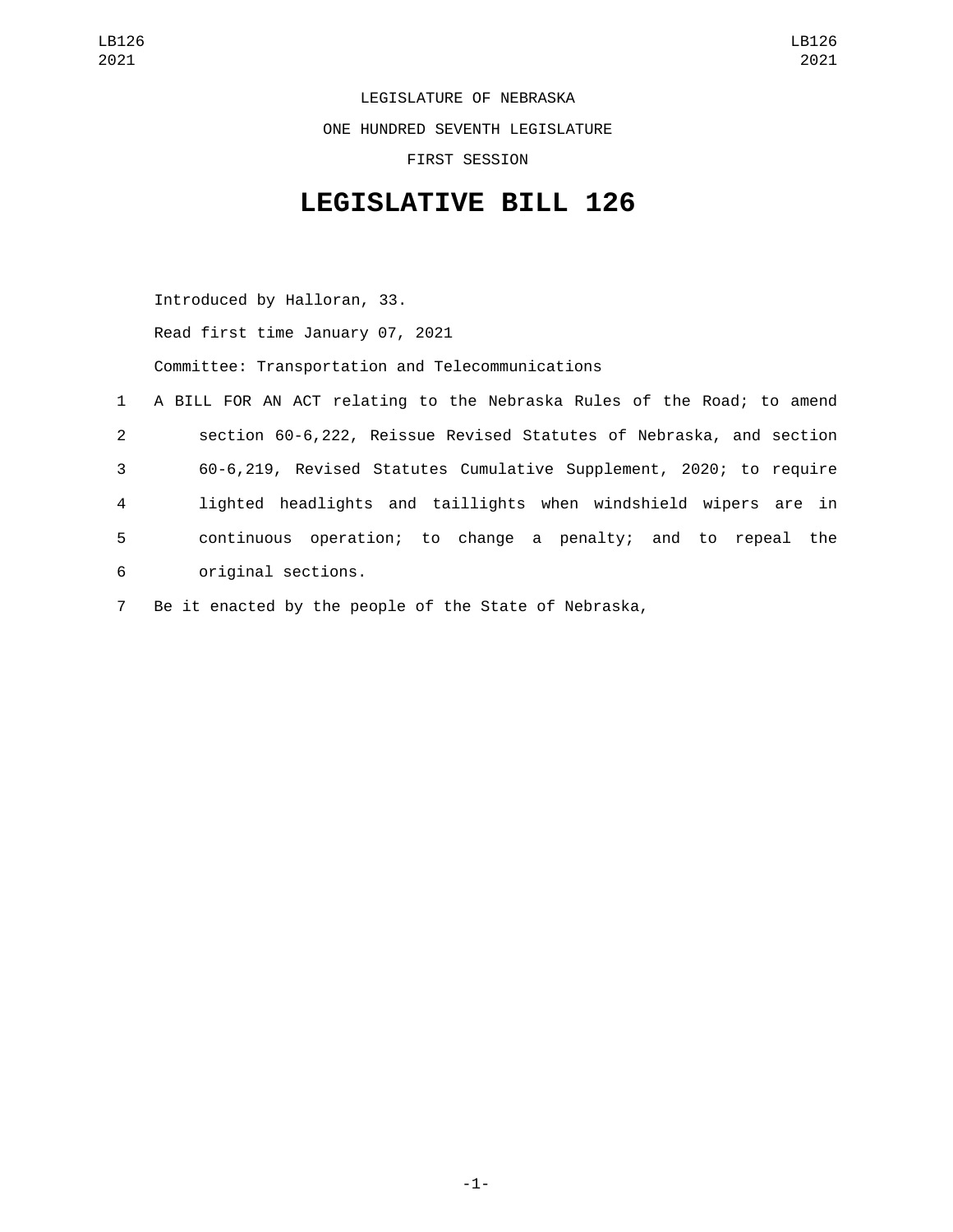LEGISLATURE OF NEBRASKA

ONE HUNDRED SEVENTH LEGISLATURE

FIRST SESSION

# LEGISLATIVE BILL 126

Introduced by Halloran, 33.

Read first time January 07, 2021

Committee: Transportation and Telecommunications

1 A BILL FOR AN ACT relating to the Nebraska Rules of the Road; to amend
2 section 60-6,222, Reissue Revised Statutes of Nebraska, and section
3 60-6,219, Revised Statutes Cumulative Supplement, 2020; to require
4 lighted headlights and taillights when windshield wipers are in
5 continuous operation; to change a penalty; and to repeal the
6 original sections.

7 Be it enacted by the people of the State of Nebraska,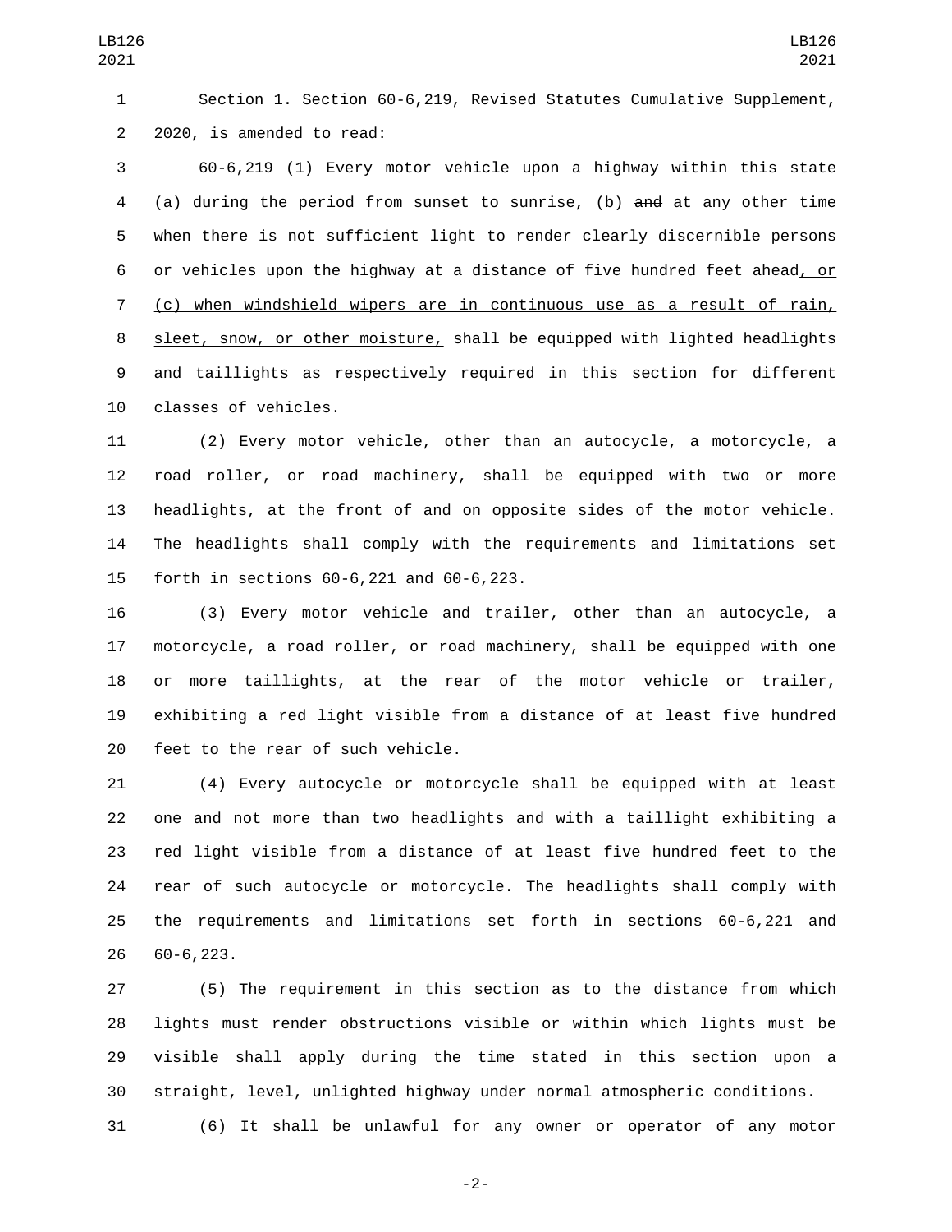Section 1. Section 60-6,219, Revised Statutes Cumulative Supplement, 2020, is amended to read:

60-6,219 (1) Every motor vehicle upon a highway within this state (a) during the period from sunset to sunrise, (b) ~~and~~ at any other time when there is not sufficient light to render clearly discernible persons or vehicles upon the highway at a distance of five hundred feet ahead, or (c) when windshield wipers are in continuous use as a result of rain, sleet, snow, or other moisture, shall be equipped with lighted headlights and taillights as respectively required in this section for different classes of vehicles.

(2) Every motor vehicle, other than an autocycle, a motorcycle, a road roller, or road machinery, shall be equipped with two or more headlights, at the front of and on opposite sides of the motor vehicle. The headlights shall comply with the requirements and limitations set forth in sections 60-6,221 and 60-6,223.

(3) Every motor vehicle and trailer, other than an autocycle, a motorcycle, a road roller, or road machinery, shall be equipped with one or more taillights, at the rear of the motor vehicle or trailer, exhibiting a red light visible from a distance of at least five hundred feet to the rear of such vehicle.

(4) Every autocycle or motorcycle shall be equipped with at least one and not more than two headlights and with a taillight exhibiting a red light visible from a distance of at least five hundred feet to the rear of such autocycle or motorcycle. The headlights shall comply with the requirements and limitations set forth in sections 60-6,221 and 60-6,223.

(5) The requirement in this section as to the distance from which lights must render obstructions visible or within which lights must be visible shall apply during the time stated in this section upon a straight, level, unlighted highway under normal atmospheric conditions.

(6) It shall be unlawful for any owner or operator of any motor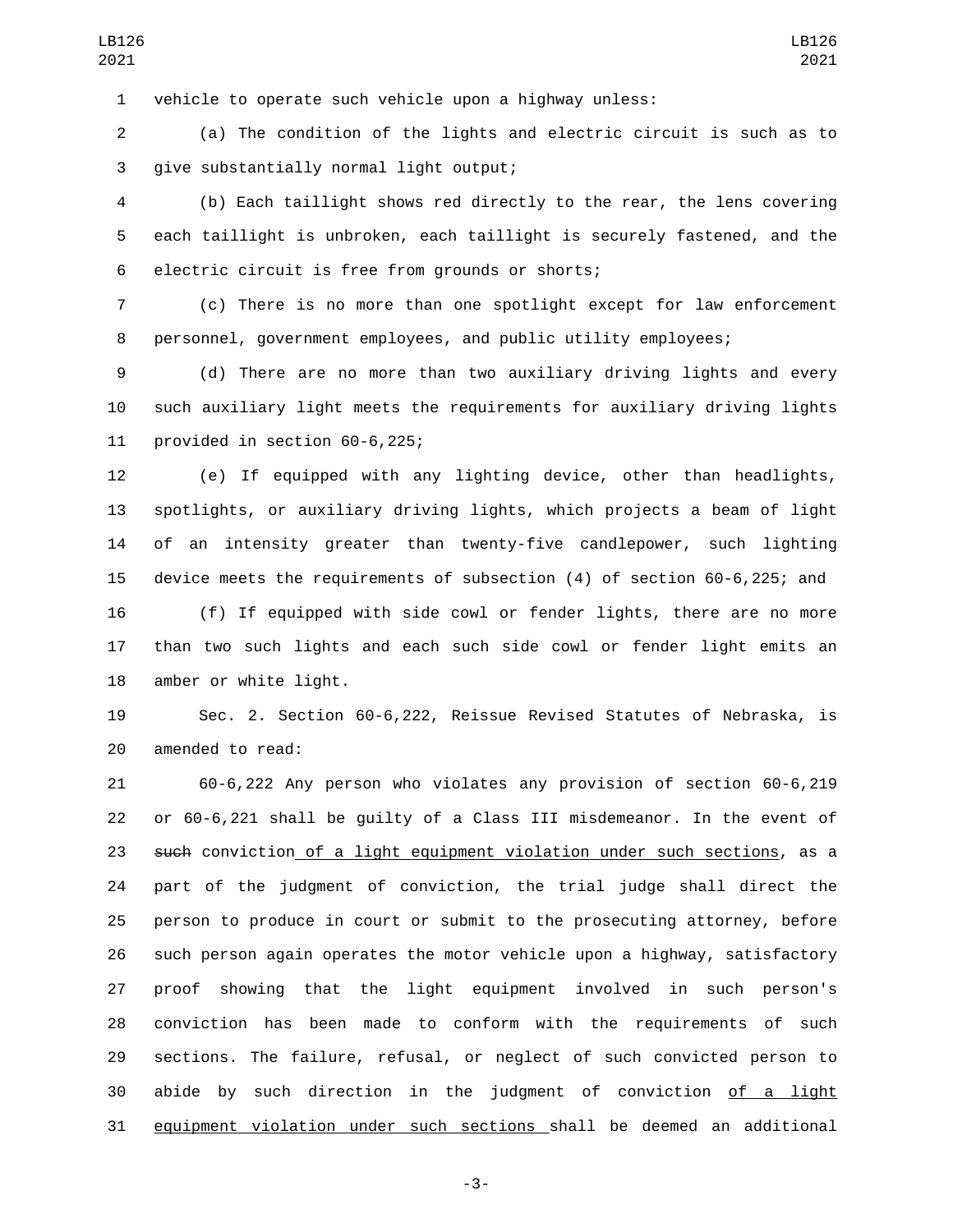vehicle to operate such vehicle upon a highway unless:

(a) The condition of the lights and electric circuit is such as to give substantially normal light output;

(b) Each taillight shows red directly to the rear, the lens covering each taillight is unbroken, each taillight is securely fastened, and the electric circuit is free from grounds or shorts;

(c) There is no more than one spotlight except for law enforcement personnel, government employees, and public utility employees;

(d) There are no more than two auxiliary driving lights and every such auxiliary light meets the requirements for auxiliary driving lights provided in section 60-6,225;

(e) If equipped with any lighting device, other than headlights, spotlights, or auxiliary driving lights, which projects a beam of light of an intensity greater than twenty-five candlepower, such lighting device meets the requirements of subsection (4) of section 60-6,225; and

(f) If equipped with side cowl or fender lights, there are no more than two such lights and each such side cowl or fender light emits an amber or white light.

Sec. 2. Section 60-6,222, Reissue Revised Statutes of Nebraska, is amended to read:

60-6,222 Any person who violates any provision of section 60-6,219 or 60-6,221 shall be guilty of a Class III misdemeanor. In the event of ~~such~~ conviction of a light equipment violation under such sections, as a part of the judgment of conviction, the trial judge shall direct the person to produce in court or submit to the prosecuting attorney, before such person again operates the motor vehicle upon a highway, satisfactory proof showing that the light equipment involved in such person's conviction has been made to conform with the requirements of such sections. The failure, refusal, or neglect of such convicted person to abide by such direction in the judgment of conviction of a light equipment violation under such sections shall be deemed an additional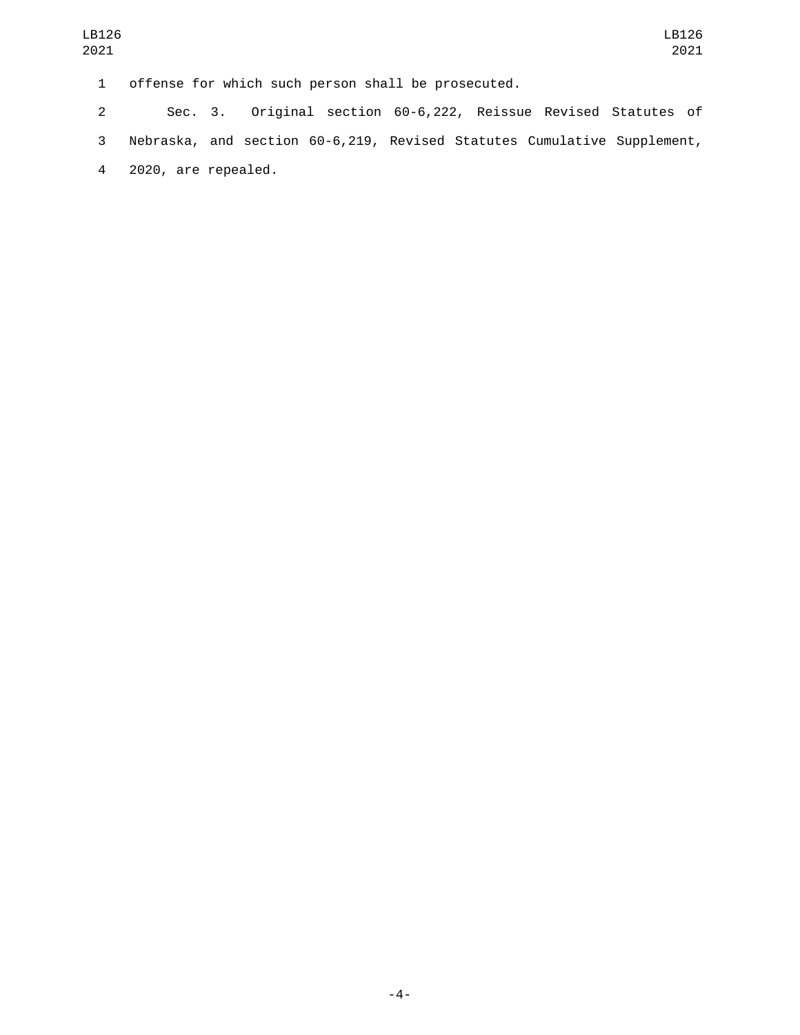offense for which such person shall be prosecuted.

Sec. 3. Original section 60-6,222, Reissue Revised Statutes of Nebraska, and section 60-6,219, Revised Statutes Cumulative Supplement, 2020, are repealed.